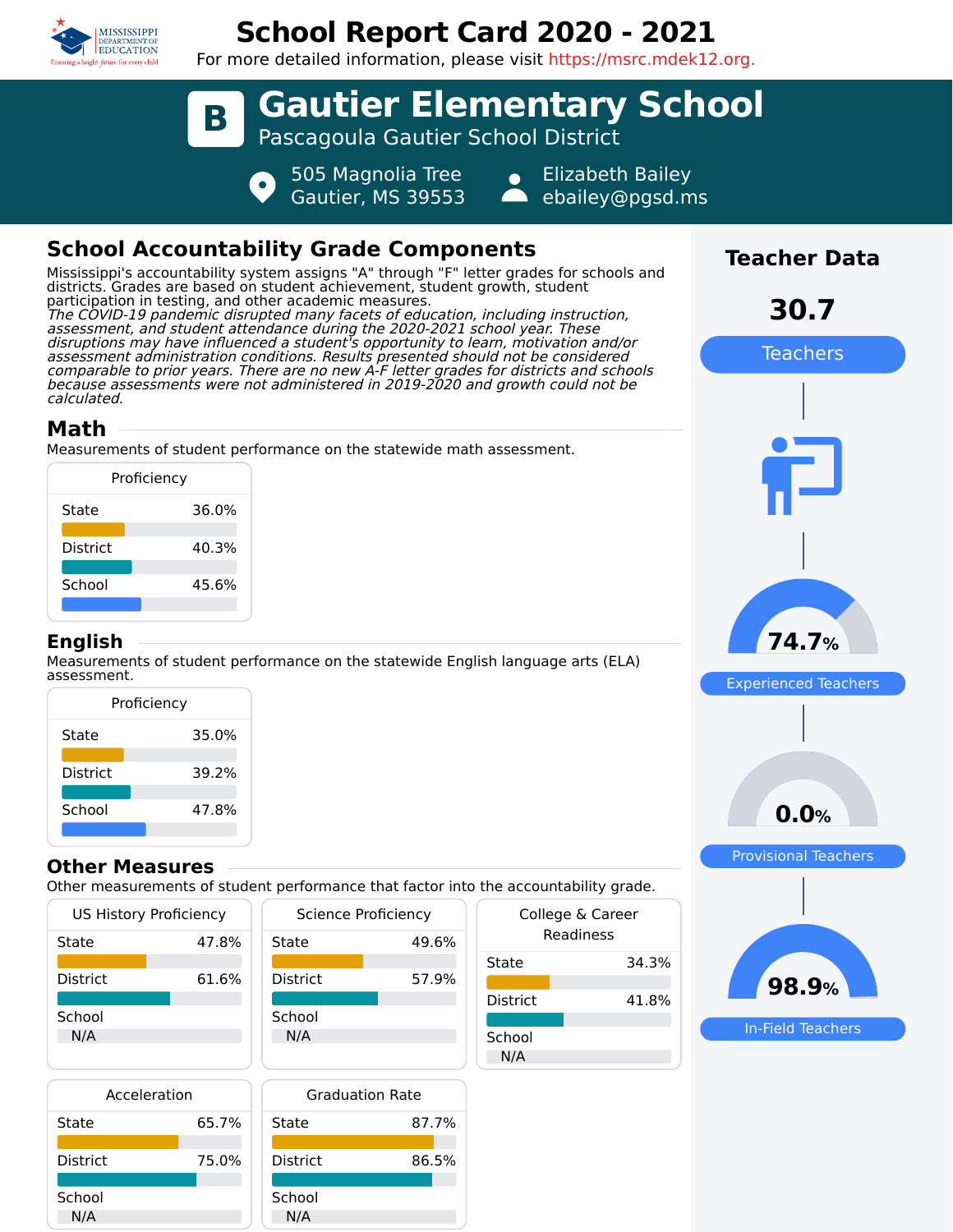# School Report Card 2020 - 2021

For more detailed information, please visit https://msrc.mdek12.org.

## B Gautier Elementary School

Pascagoula Gautier School District

505 Magnolia Tree
Gautier, MS 39553

Elizabeth Bailey
ebailey@pgsd.ms

## School Accountability Grade Components

Mississippi's accountability system assigns "A" through "F" letter grades for schools and districts. Grades are based on student achievement, student growth, student participation in testing, and other academic measures.
*The COVID-19 pandemic disrupted many facets of education, including instruction, assessment, and student attendance during the 2020-2021 school year. These disruptions may have influenced a student's opportunity to learn, motivation and/or assessment administration conditions. Results presented should not be considered comparable to prior years. There are no new A-F letter grades for districts and schools because assessments were not administered in 2019-2020 and growth could not be calculated.*

### Math

Measurements of student performance on the statewide math assessment.

| Proficiency | |
|---|---|
| State | 36.0% |
| District | 40.3% |
| School | 45.6% |

### English

Measurements of student performance on the statewide English language arts (ELA) assessment.

| Proficiency | |
|---|---|
| State | 35.0% |
| District | 39.2% |
| School | 47.8% |

### Other Measures

Other measurements of student performance that factor into the accountability grade.

| US History Proficiency | |
|---|---|
| State | 47.8% |
| District | 61.6% |
| School | N/A |

| Science Proficiency | |
|---|---|
| State | 49.6% |
| District | 57.9% |
| School | N/A |

| College & Career Readiness | |
|---|---|
| State | 34.3% |
| District | 41.8% |
| School | N/A |

| Acceleration | |
|---|---|
| State | 65.7% |
| District | 75.0% |
| School | N/A |

| Graduation Rate | |
|---|---|
| State | 87.7% |
| District | 86.5% |
| School | N/A |

## Teacher Data

**30.7** Teachers

**74.7%** Experienced Teachers

**0.0%** Provisional Teachers

**98.9%** In-Field Teachers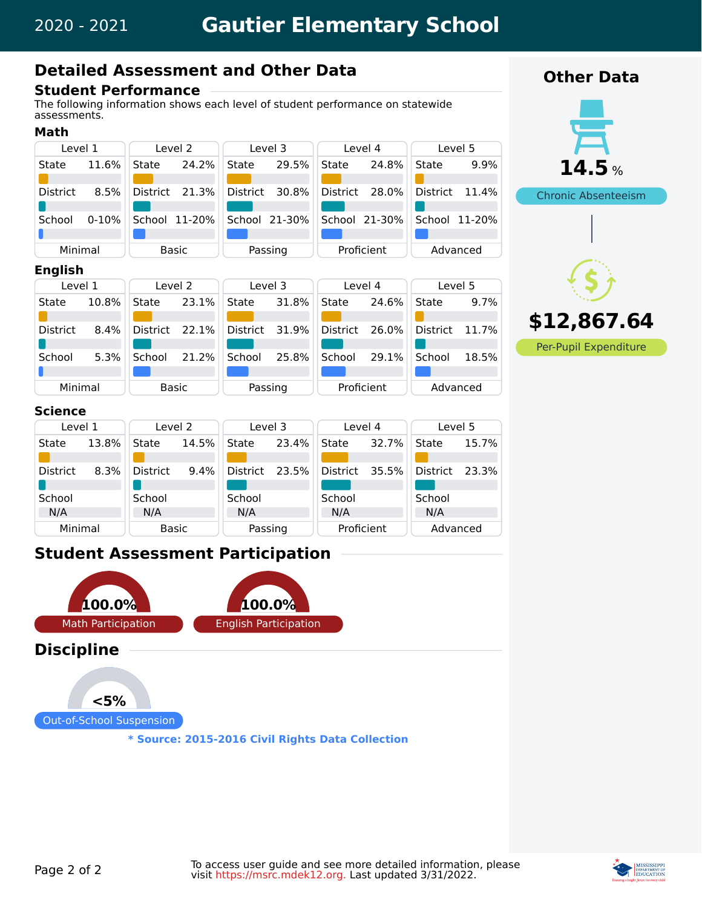# 2020 - 2021 Gautier Elementary School

## Detailed Assessment and Other Data

### Student Performance

The following information shows each level of student performance on statewide assessments.

#### Math

| | Level 1 Minimal | Level 2 Basic | Level 3 Passing | Level 4 Proficient | Level 5 Advanced |
|---|---|---|---|---|---|
| State | 11.6% | 24.2% | 29.5% | 24.8% | 9.9% |
| District | 8.5% | 21.3% | 30.8% | 28.0% | 11.4% |
| School | 0-10% | 11-20% | 21-30% | 21-30% | 11-20% |

#### English

| | Level 1 Minimal | Level 2 Basic | Level 3 Passing | Level 4 Proficient | Level 5 Advanced |
|---|---|---|---|---|---|
| State | 10.8% | 23.1% | 31.8% | 24.6% | 9.7% |
| District | 8.4% | 22.1% | 31.9% | 26.0% | 11.7% |
| School | 5.3% | 21.2% | 25.8% | 29.1% | 18.5% |

#### Science

| | Level 1 Minimal | Level 2 Basic | Level 3 Passing | Level 4 Proficient | Level 5 Advanced |
|---|---|---|---|---|---|
| State | 13.8% | 14.5% | 23.4% | 32.7% | 15.7% |
| District | 8.3% | 9.4% | 23.5% | 35.5% | 23.3% |
| School | N/A | N/A | N/A | N/A | N/A |

### Student Assessment Participation

100.0%
Math Participation

100.0%
English Participation

### Discipline

<5%
Out-of-School Suspension

**\* Source: 2015-2016 Civil Rights Data Collection**

## Other Data

14.5 %
Chronic Absenteeism

$12,867.64
Per-Pupil Expenditure

To access user guide and see more detailed information, please visit https://msrc.mdek12.org. Last updated 3/31/2022.